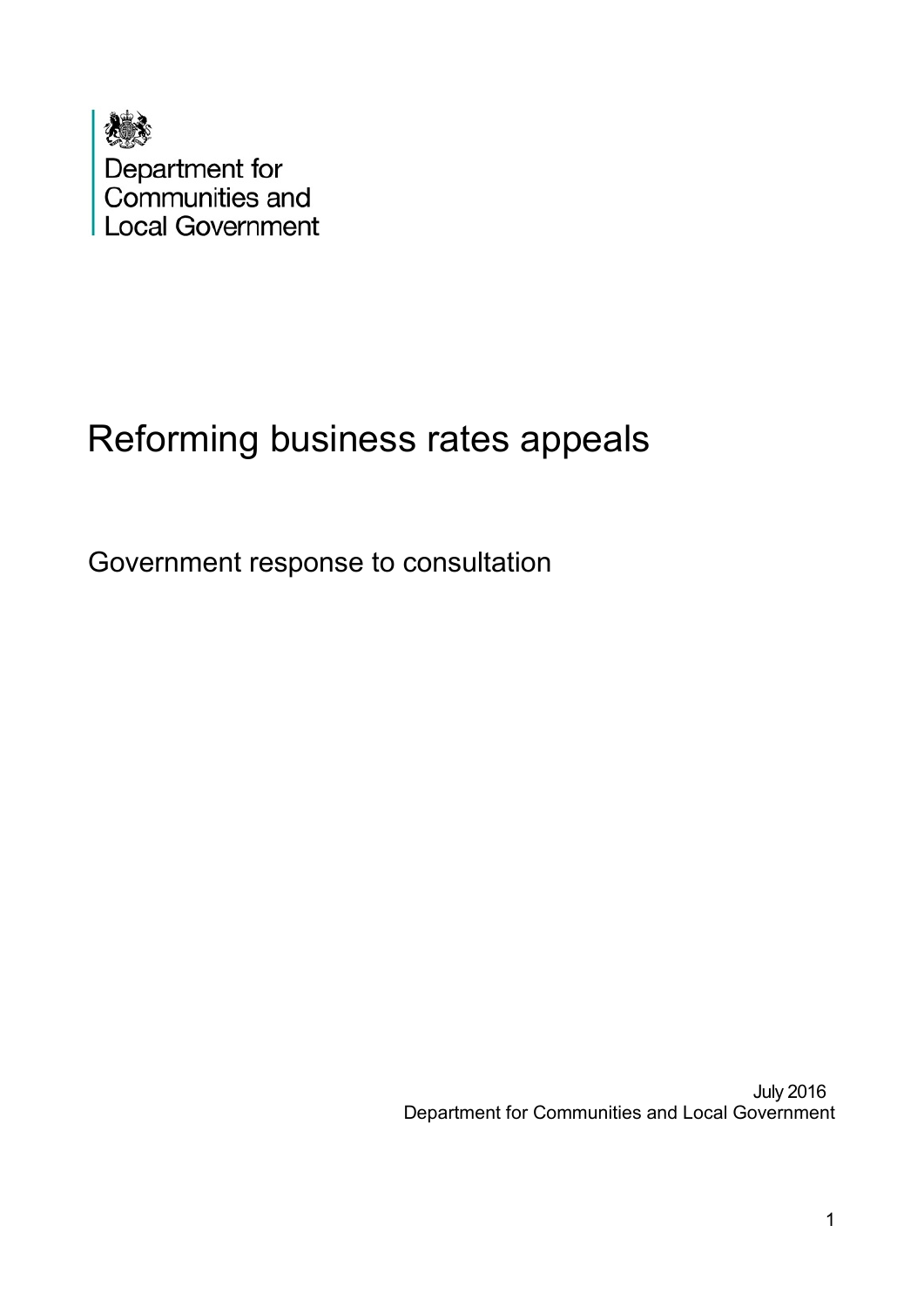Department for Communities and Local Government

# Reforming business rates appeals

## Government response to consultation

July 2016
Department for Communities and Local Government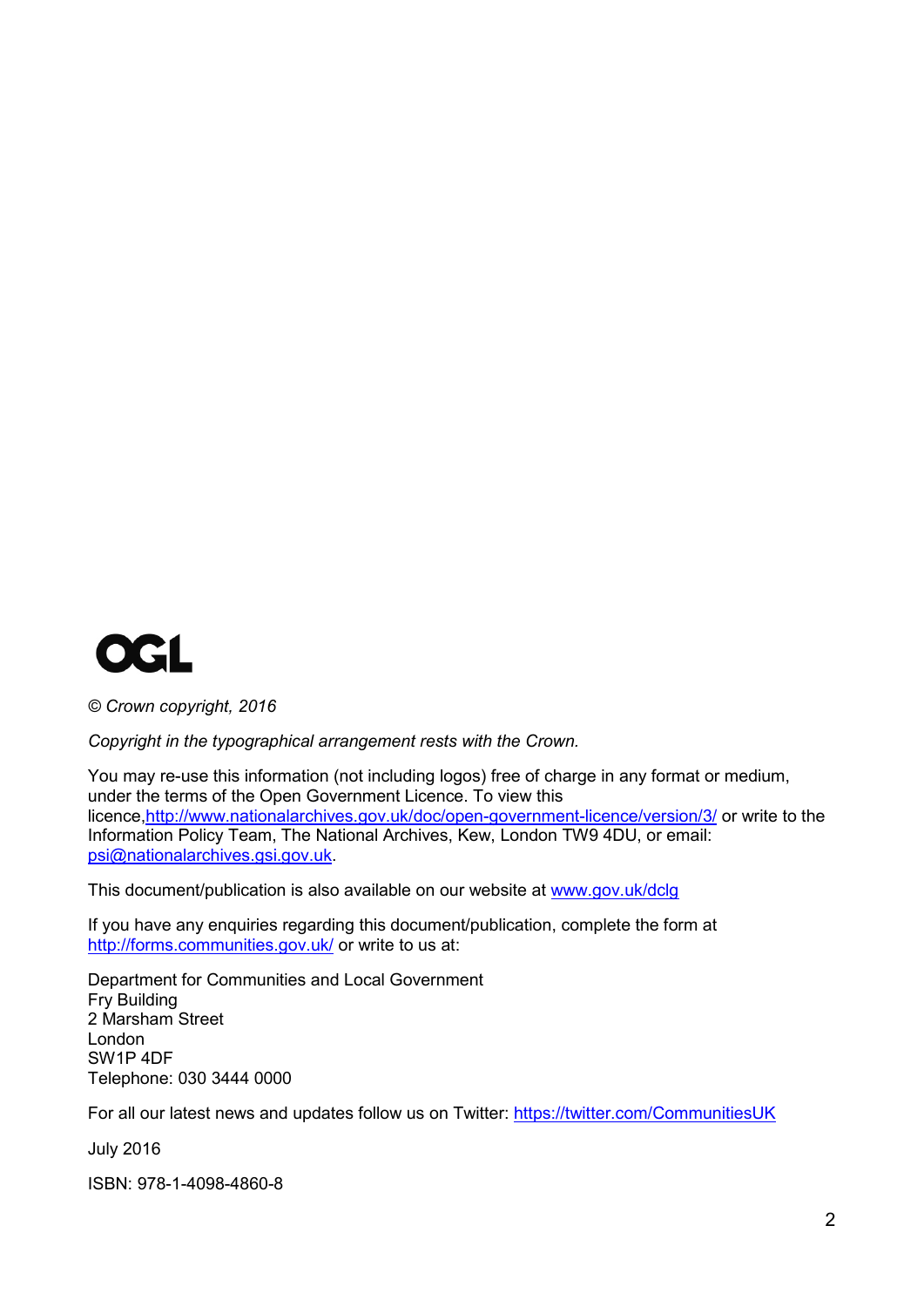OGL

*© Crown copyright, 2016*

*Copyright in the typographical arrangement rests with the Crown.*

You may re-use this information (not including logos) free of charge in any format or medium, under the terms of the Open Government Licence. To view this licence,http://www.nationalarchives.gov.uk/doc/open-government-licence/version/3/ or write to the Information Policy Team, The National Archives, Kew, London TW9 4DU, or email: psi@nationalarchives.gsi.gov.uk.

This document/publication is also available on our website at www.gov.uk/dclg

If you have any enquiries regarding this document/publication, complete the form at http://forms.communities.gov.uk/ or write to us at:

Department for Communities and Local Government
Fry Building
2 Marsham Street
London
SW1P 4DF
Telephone: 030 3444 0000

For all our latest news and updates follow us on Twitter: https://twitter.com/CommunitiesUK

July 2016

ISBN: 978-1-4098-4860-8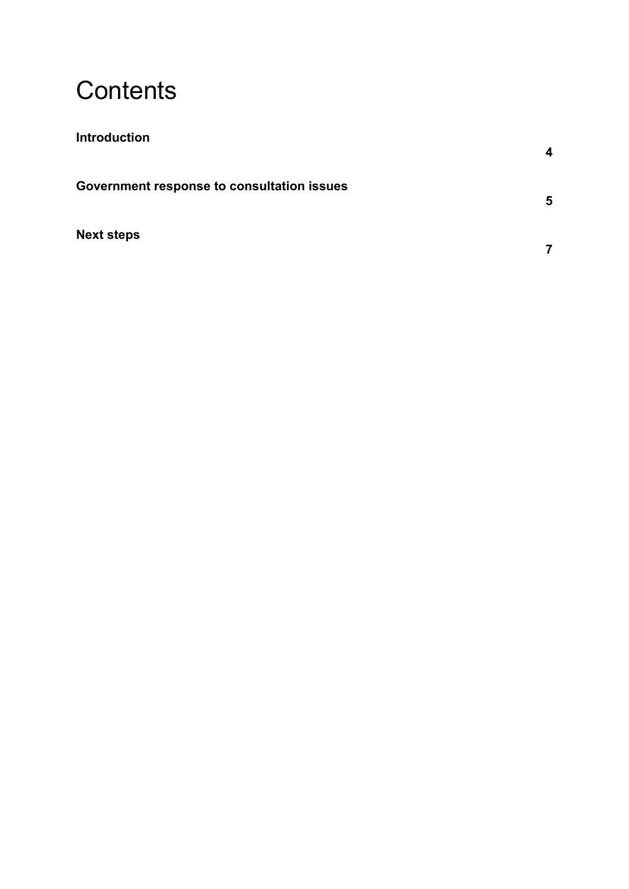# Contents

**Introduction** **4**

**Government response to consultation issues** **5**

**Next steps** **7**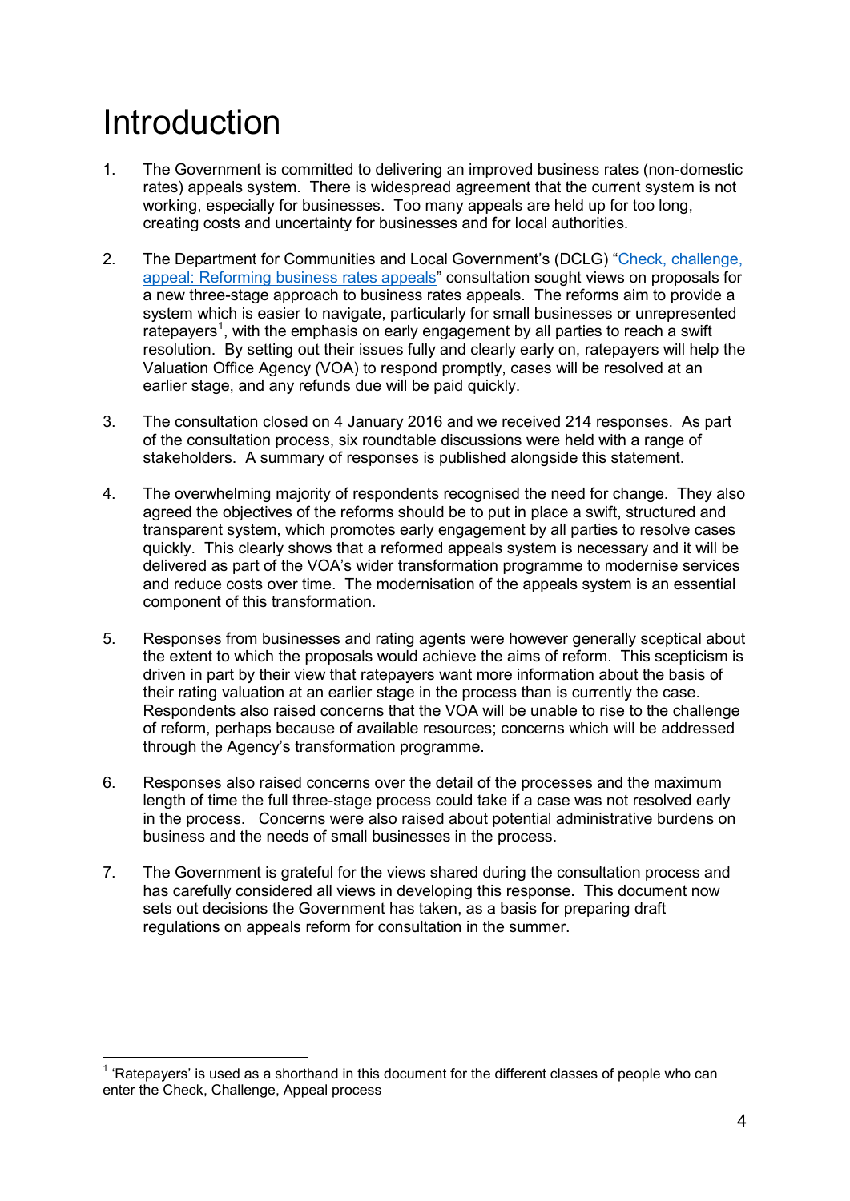# Introduction

1. The Government is committed to delivering an improved business rates (non-domestic rates) appeals system. There is widespread agreement that the current system is not working, especially for businesses. Too many appeals are held up for too long, creating costs and uncertainty for businesses and for local authorities.

2. The Department for Communities and Local Government's (DCLG) "Check, challenge, appeal: Reforming business rates appeals" consultation sought views on proposals for a new three-stage approach to business rates appeals. The reforms aim to provide a system which is easier to navigate, particularly for small businesses or unrepresented ratepayers[1], with the emphasis on early engagement by all parties to reach a swift resolution. By setting out their issues fully and clearly early on, ratepayers will help the Valuation Office Agency (VOA) to respond promptly, cases will be resolved at an earlier stage, and any refunds due will be paid quickly.

3. The consultation closed on 4 January 2016 and we received 214 responses. As part of the consultation process, six roundtable discussions were held with a range of stakeholders. A summary of responses is published alongside this statement.

4. The overwhelming majority of respondents recognised the need for change. They also agreed the objectives of the reforms should be to put in place a swift, structured and transparent system, which promotes early engagement by all parties to resolve cases quickly. This clearly shows that a reformed appeals system is necessary and it will be delivered as part of the VOA's wider transformation programme to modernise services and reduce costs over time. The modernisation of the appeals system is an essential component of this transformation.

5. Responses from businesses and rating agents were however generally sceptical about the extent to which the proposals would achieve the aims of reform. This scepticism is driven in part by their view that ratepayers want more information about the basis of their rating valuation at an earlier stage in the process than is currently the case. Respondents also raised concerns that the VOA will be unable to rise to the challenge of reform, perhaps because of available resources; concerns which will be addressed through the Agency's transformation programme.

6. Responses also raised concerns over the detail of the processes and the maximum length of time the full three-stage process could take if a case was not resolved early in the process. Concerns were also raised about potential administrative burdens on business and the needs of small businesses in the process.

7. The Government is grateful for the views shared during the consultation process and has carefully considered all views in developing this response. This document now sets out decisions the Government has taken, as a basis for preparing draft regulations on appeals reform for consultation in the summer.

[1] 'Ratepayers' is used as a shorthand in this document for the different classes of people who can enter the Check, Challenge, Appeal process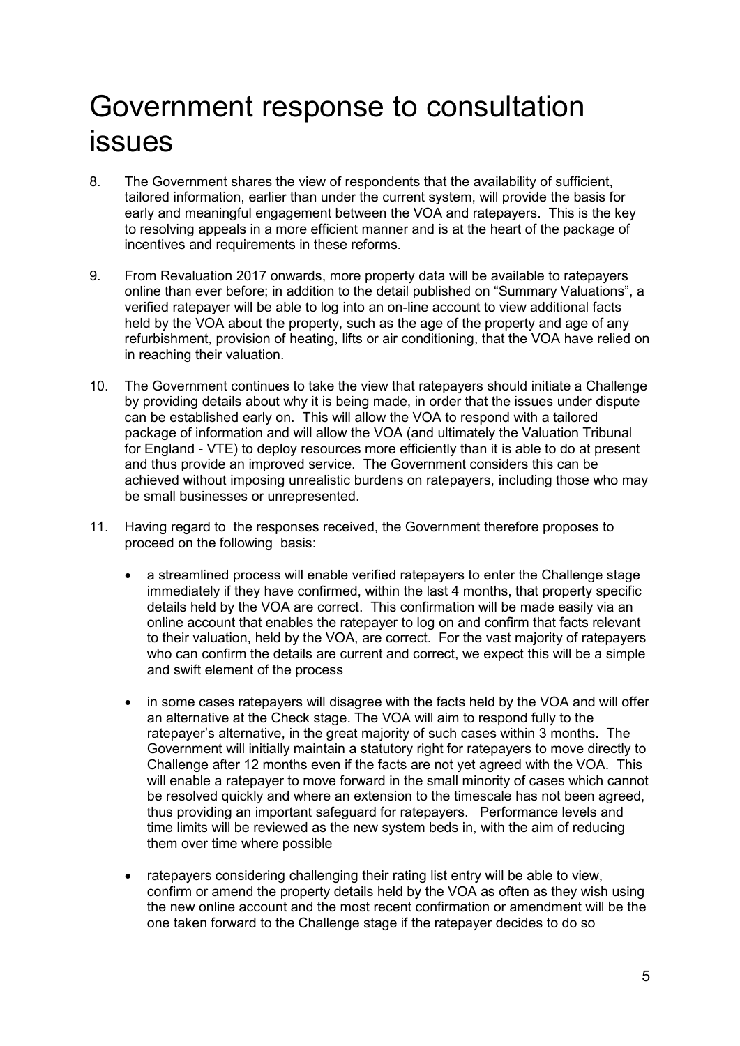# Government response to consultation issues

8. The Government shares the view of respondents that the availability of sufficient, tailored information, earlier than under the current system, will provide the basis for early and meaningful engagement between the VOA and ratepayers. This is the key to resolving appeals in a more efficient manner and is at the heart of the package of incentives and requirements in these reforms.

9. From Revaluation 2017 onwards, more property data will be available to ratepayers online than ever before; in addition to the detail published on "Summary Valuations", a verified ratepayer will be able to log into an on-line account to view additional facts held by the VOA about the property, such as the age of the property and age of any refurbishment, provision of heating, lifts or air conditioning, that the VOA have relied on in reaching their valuation.

10. The Government continues to take the view that ratepayers should initiate a Challenge by providing details about why it is being made, in order that the issues under dispute can be established early on. This will allow the VOA to respond with a tailored package of information and will allow the VOA (and ultimately the Valuation Tribunal for England - VTE) to deploy resources more efficiently than it is able to do at present and thus provide an improved service. The Government considers this can be achieved without imposing unrealistic burdens on ratepayers, including those who may be small businesses or unrepresented.

11. Having regard to the responses received, the Government therefore proposes to proceed on the following basis:

    - a streamlined process will enable verified ratepayers to enter the Challenge stage immediately if they have confirmed, within the last 4 months, that property specific details held by the VOA are correct. This confirmation will be made easily via an online account that enables the ratepayer to log on and confirm that facts relevant to their valuation, held by the VOA, are correct. For the vast majority of ratepayers who can confirm the details are current and correct, we expect this will be a simple and swift element of the process

    - in some cases ratepayers will disagree with the facts held by the VOA and will offer an alternative at the Check stage. The VOA will aim to respond fully to the ratepayer's alternative, in the great majority of such cases within 3 months. The Government will initially maintain a statutory right for ratepayers to move directly to Challenge after 12 months even if the facts are not yet agreed with the VOA. This will enable a ratepayer to move forward in the small minority of cases which cannot be resolved quickly and where an extension to the timescale has not been agreed, thus providing an important safeguard for ratepayers. Performance levels and time limits will be reviewed as the new system beds in, with the aim of reducing them over time where possible

    - ratepayers considering challenging their rating list entry will be able to view, confirm or amend the property details held by the VOA as often as they wish using the new online account and the most recent confirmation or amendment will be the one taken forward to the Challenge stage if the ratepayer decides to do so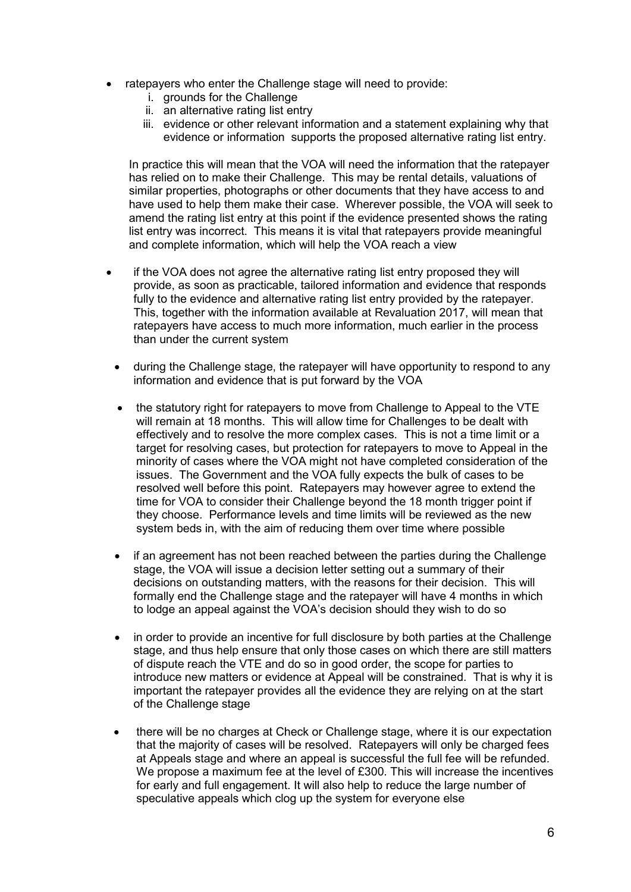- ratepayers who enter the Challenge stage will need to provide:
    i. grounds for the Challenge
    ii. an alternative rating list entry
    iii. evidence or other relevant information and a statement explaining why that evidence or information supports the proposed alternative rating list entry.

  In practice this will mean that the VOA will need the information that the ratepayer has relied on to make their Challenge. This may be rental details, valuations of similar properties, photographs or other documents that they have access to and have used to help them make their case. Wherever possible, the VOA will seek to amend the rating list entry at this point if the evidence presented shows the rating list entry was incorrect. This means it is vital that ratepayers provide meaningful and complete information, which will help the VOA reach a view

- if the VOA does not agree the alternative rating list entry proposed they will provide, as soon as practicable, tailored information and evidence that responds fully to the evidence and alternative rating list entry provided by the ratepayer. This, together with the information available at Revaluation 2017, will mean that ratepayers have access to much more information, much earlier in the process than under the current system

- during the Challenge stage, the ratepayer will have opportunity to respond to any information and evidence that is put forward by the VOA

- the statutory right for ratepayers to move from Challenge to Appeal to the VTE will remain at 18 months. This will allow time for Challenges to be dealt with effectively and to resolve the more complex cases. This is not a time limit or a target for resolving cases, but protection for ratepayers to move to Appeal in the minority of cases where the VOA might not have completed consideration of the issues. The Government and the VOA fully expects the bulk of cases to be resolved well before this point. Ratepayers may however agree to extend the time for VOA to consider their Challenge beyond the 18 month trigger point if they choose. Performance levels and time limits will be reviewed as the new system beds in, with the aim of reducing them over time where possible

- if an agreement has not been reached between the parties during the Challenge stage, the VOA will issue a decision letter setting out a summary of their decisions on outstanding matters, with the reasons for their decision. This will formally end the Challenge stage and the ratepayer will have 4 months in which to lodge an appeal against the VOA's decision should they wish to do so

- in order to provide an incentive for full disclosure by both parties at the Challenge stage, and thus help ensure that only those cases on which there are still matters of dispute reach the VTE and do so in good order, the scope for parties to introduce new matters or evidence at Appeal will be constrained. That is why it is important the ratepayer provides all the evidence they are relying on at the start of the Challenge stage

- there will be no charges at Check or Challenge stage, where it is our expectation that the majority of cases will be resolved. Ratepayers will only be charged fees at Appeals stage and where an appeal is successful the full fee will be refunded. We propose a maximum fee at the level of £300. This will increase the incentives for early and full engagement. It will also help to reduce the large number of speculative appeals which clog up the system for everyone else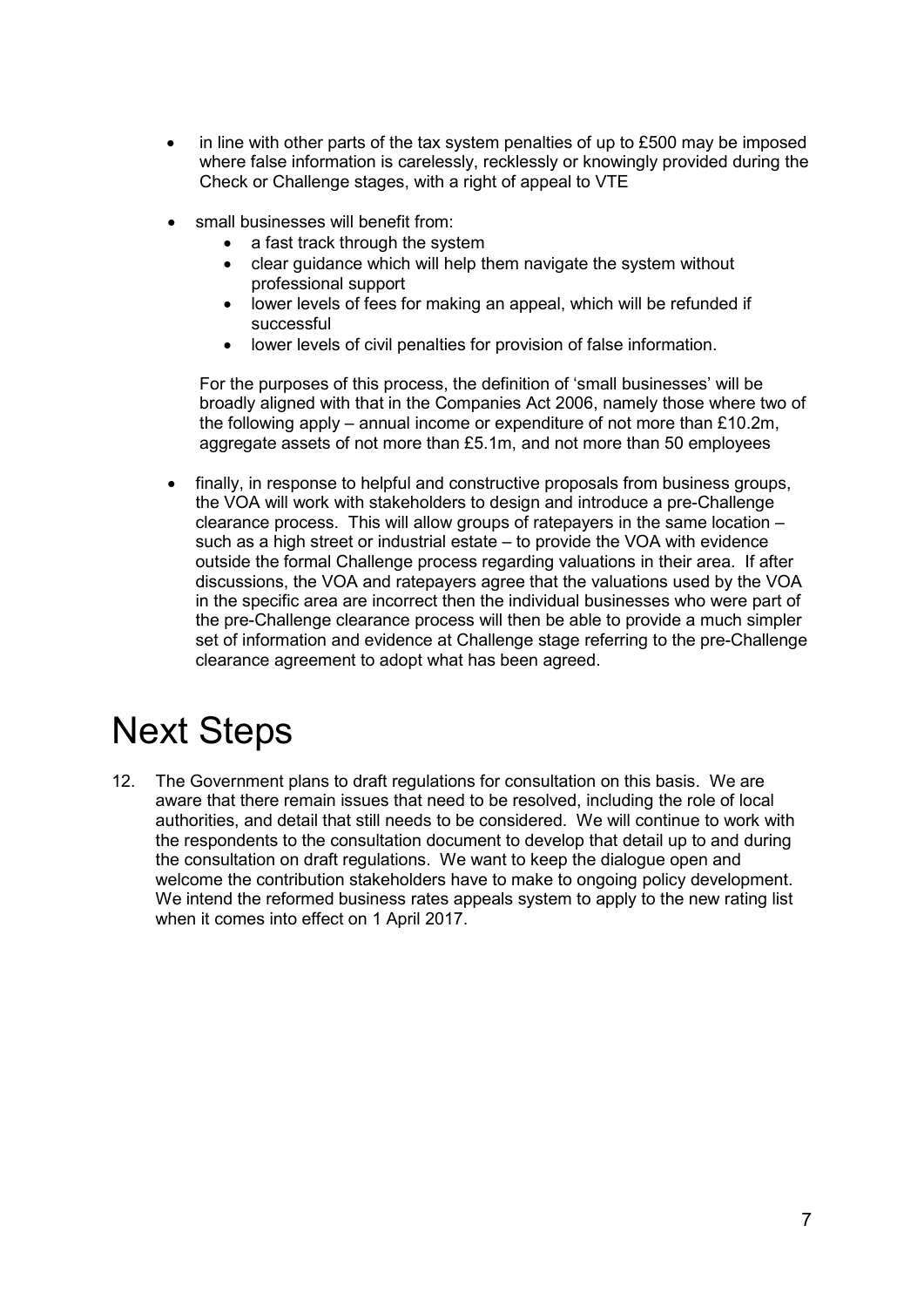- in line with other parts of the tax system penalties of up to £500 may be imposed where false information is carelessly, recklessly or knowingly provided during the Check or Challenge stages, with a right of appeal to VTE

- small businesses will benefit from:
    - a fast track through the system
    - clear guidance which will help them navigate the system without professional support
    - lower levels of fees for making an appeal, which will be refunded if successful
    - lower levels of civil penalties for provision of false information.

  For the purposes of this process, the definition of 'small businesses' will be broadly aligned with that in the Companies Act 2006, namely those where two of the following apply – annual income or expenditure of not more than £10.2m, aggregate assets of not more than £5.1m, and not more than 50 employees

- finally, in response to helpful and constructive proposals from business groups, the VOA will work with stakeholders to design and introduce a pre-Challenge clearance process. This will allow groups of ratepayers in the same location – such as a high street or industrial estate – to provide the VOA with evidence outside the formal Challenge process regarding valuations in their area. If after discussions, the VOA and ratepayers agree that the valuations used by the VOA in the specific area are incorrect then the individual businesses who were part of the pre-Challenge clearance process will then be able to provide a much simpler set of information and evidence at Challenge stage referring to the pre-Challenge clearance agreement to adopt what has been agreed.

# Next Steps

12. The Government plans to draft regulations for consultation on this basis. We are aware that there remain issues that need to be resolved, including the role of local authorities, and detail that still needs to be considered. We will continue to work with the respondents to the consultation document to develop that detail up to and during the consultation on draft regulations. We want to keep the dialogue open and welcome the contribution stakeholders have to make to ongoing policy development. We intend the reformed business rates appeals system to apply to the new rating list when it comes into effect on 1 April 2017.